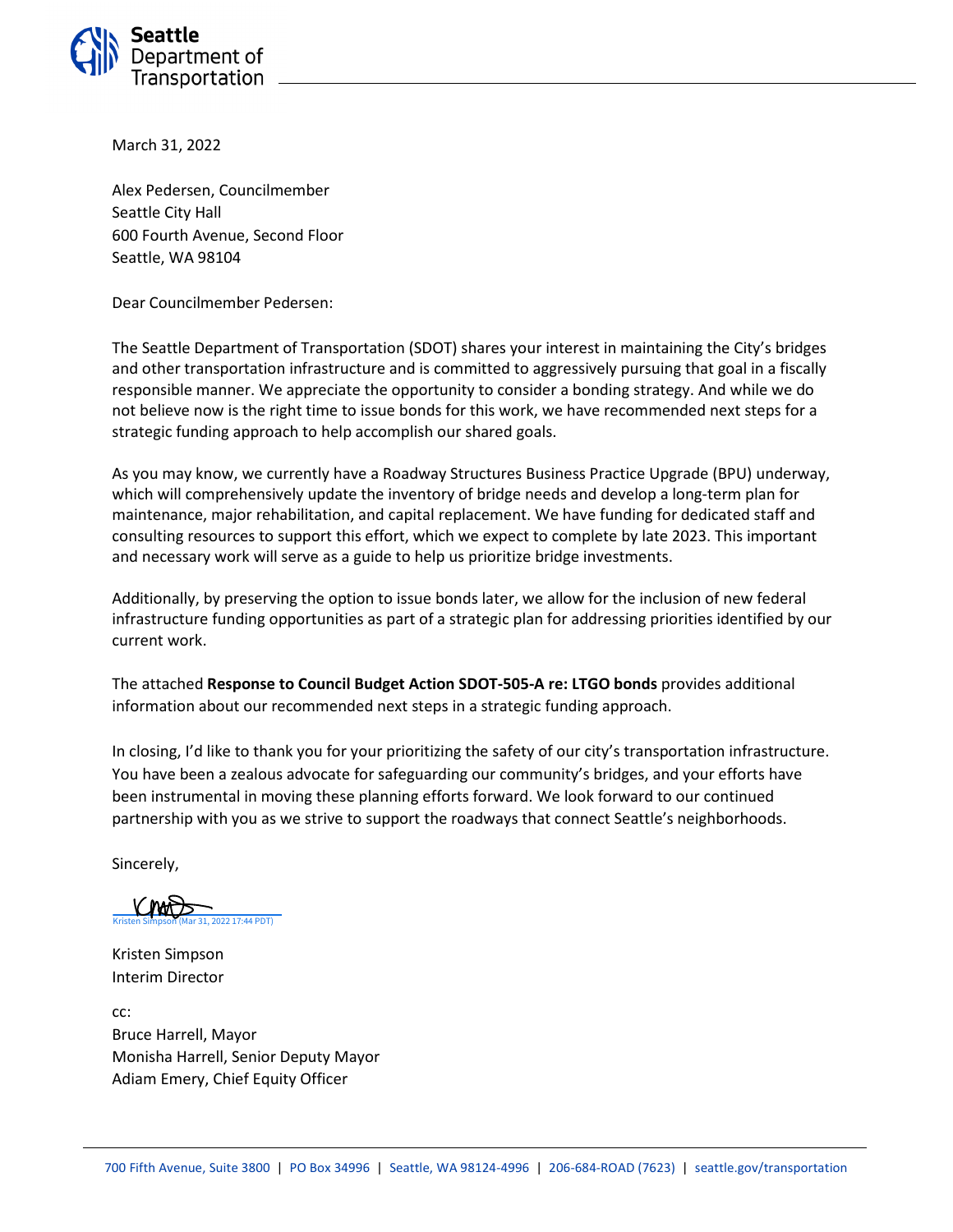Seattle Department of Transportation

March 31, 2022

Alex Pedersen, Councilmember
Seattle City Hall
600 Fourth Avenue, Second Floor
Seattle, WA 98104

Dear Councilmember Pedersen:

The Seattle Department of Transportation (SDOT) shares your interest in maintaining the City's bridges and other transportation infrastructure and is committed to aggressively pursuing that goal in a fiscally responsible manner. We appreciate the opportunity to consider a bonding strategy. And while we do not believe now is the right time to issue bonds for this work, we have recommended next steps for a strategic funding approach to help accomplish our shared goals.

As you may know, we currently have a Roadway Structures Business Practice Upgrade (BPU) underway, which will comprehensively update the inventory of bridge needs and develop a long-term plan for maintenance, major rehabilitation, and capital replacement. We have funding for dedicated staff and consulting resources to support this effort, which we expect to complete by late 2023. This important and necessary work will serve as a guide to help us prioritize bridge investments.

Additionally, by preserving the option to issue bonds later, we allow for the inclusion of new federal infrastructure funding opportunities as part of a strategic plan for addressing priorities identified by our current work.

The attached **Response to Council Budget Action SDOT-505-A re: LTGO bonds** provides additional information about our recommended next steps in a strategic funding approach.

In closing, I'd like to thank you for your prioritizing the safety of our city's transportation infrastructure. You have been a zealous advocate for safeguarding our community's bridges, and your efforts have been instrumental in moving these planning efforts forward. We look forward to our continued partnership with you as we strive to support the roadways that connect Seattle's neighborhoods.

Sincerely,

Kristen Simpson (Mar 31, 2022 17:44 PDT)

Kristen Simpson
Interim Director

cc:
Bruce Harrell, Mayor
Monisha Harrell, Senior Deputy Mayor
Adiam Emery, Chief Equity Officer

700 Fifth Avenue, Suite 3800 | PO Box 34996 | Seattle, WA 98124-4996 | 206-684-ROAD (7623) | seattle.gov/transportation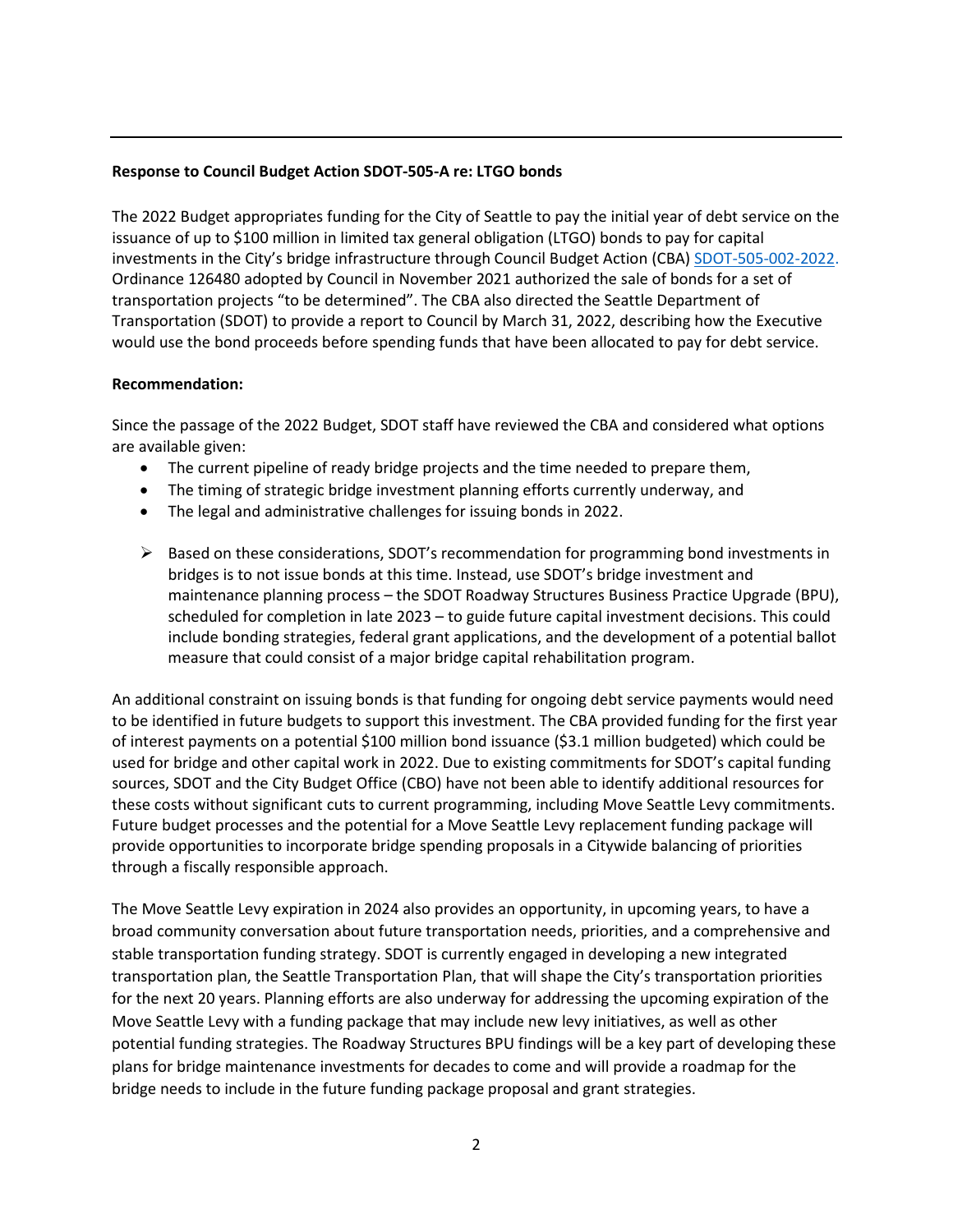**Response to Council Budget Action SDOT-505-A re: LTGO bonds**

The 2022 Budget appropriates funding for the City of Seattle to pay the initial year of debt service on the issuance of up to $100 million in limited tax general obligation (LTGO) bonds to pay for capital investments in the City's bridge infrastructure through Council Budget Action (CBA) SDOT-505-002-2022. Ordinance 126480 adopted by Council in November 2021 authorized the sale of bonds for a set of transportation projects "to be determined". The CBA also directed the Seattle Department of Transportation (SDOT) to provide a report to Council by March 31, 2022, describing how the Executive would use the bond proceeds before spending funds that have been allocated to pay for debt service.

**Recommendation:**

Since the passage of the 2022 Budget, SDOT staff have reviewed the CBA and considered what options are available given:

- The current pipeline of ready bridge projects and the time needed to prepare them,
- The timing of strategic bridge investment planning efforts currently underway, and
- The legal and administrative challenges for issuing bonds in 2022.

> Based on these considerations, SDOT's recommendation for programming bond investments in bridges is to not issue bonds at this time. Instead, use SDOT's bridge investment and maintenance planning process – the SDOT Roadway Structures Business Practice Upgrade (BPU), scheduled for completion in late 2023 – to guide future capital investment decisions. This could include bonding strategies, federal grant applications, and the development of a potential ballot measure that could consist of a major bridge capital rehabilitation program.

An additional constraint on issuing bonds is that funding for ongoing debt service payments would need to be identified in future budgets to support this investment. The CBA provided funding for the first year of interest payments on a potential $100 million bond issuance ($3.1 million budgeted) which could be used for bridge and other capital work in 2022. Due to existing commitments for SDOT's capital funding sources, SDOT and the City Budget Office (CBO) have not been able to identify additional resources for these costs without significant cuts to current programming, including Move Seattle Levy commitments. Future budget processes and the potential for a Move Seattle Levy replacement funding package will provide opportunities to incorporate bridge spending proposals in a Citywide balancing of priorities through a fiscally responsible approach.

The Move Seattle Levy expiration in 2024 also provides an opportunity, in upcoming years, to have a broad community conversation about future transportation needs, priorities, and a comprehensive and stable transportation funding strategy. SDOT is currently engaged in developing a new integrated transportation plan, the Seattle Transportation Plan, that will shape the City's transportation priorities for the next 20 years. Planning efforts are also underway for addressing the upcoming expiration of the Move Seattle Levy with a funding package that may include new levy initiatives, as well as other potential funding strategies. The Roadway Structures BPU findings will be a key part of developing these plans for bridge maintenance investments for decades to come and will provide a roadmap for the bridge needs to include in the future funding package proposal and grant strategies.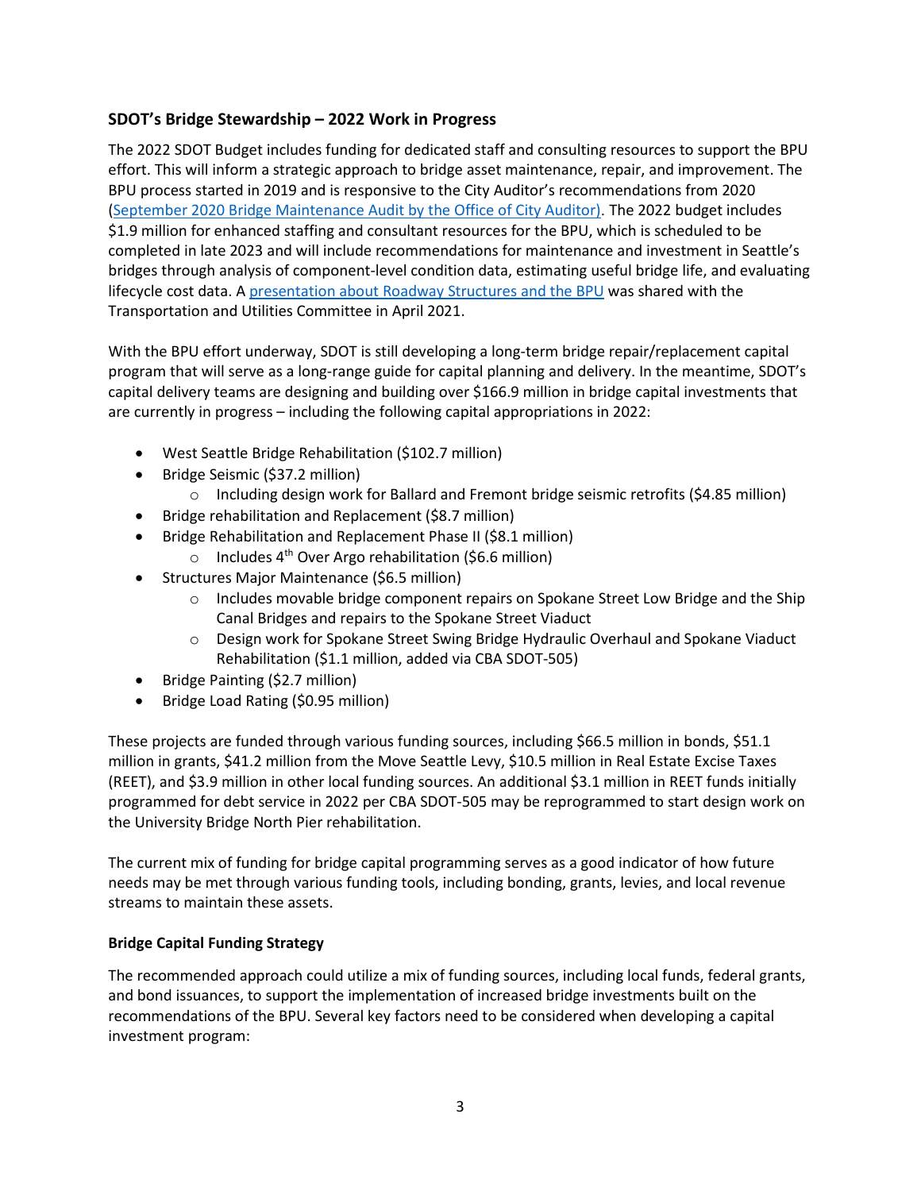### SDOT's Bridge Stewardship – 2022 Work in Progress

The 2022 SDOT Budget includes funding for dedicated staff and consulting resources to support the BPU effort. This will inform a strategic approach to bridge asset maintenance, repair, and improvement. The BPU process started in 2019 and is responsive to the City Auditor's recommendations from 2020 ([September 2020 Bridge Maintenance Audit by the Office of City Auditor)](). The 2022 budget includes $1.9 million for enhanced staffing and consultant resources for the BPU, which is scheduled to be completed in late 2023 and will include recommendations for maintenance and investment in Seattle's bridges through analysis of component-level condition data, estimating useful bridge life, and evaluating lifecycle cost data. A [presentation about Roadway Structures and the BPU]() was shared with the Transportation and Utilities Committee in April 2021.

With the BPU effort underway, SDOT is still developing a long-term bridge repair/replacement capital program that will serve as a long-range guide for capital planning and delivery. In the meantime, SDOT's capital delivery teams are designing and building over $166.9 million in bridge capital investments that are currently in progress – including the following capital appropriations in 2022:

- West Seattle Bridge Rehabilitation ($102.7 million)
- Bridge Seismic ($37.2 million)
  - Including design work for Ballard and Fremont bridge seismic retrofits ($4.85 million)
- Bridge rehabilitation and Replacement ($8.7 million)
- Bridge Rehabilitation and Replacement Phase II ($8.1 million)
  - Includes 4th Over Argo rehabilitation ($6.6 million)
- Structures Major Maintenance ($6.5 million)
  - Includes movable bridge component repairs on Spokane Street Low Bridge and the Ship Canal Bridges and repairs to the Spokane Street Viaduct
  - Design work for Spokane Street Swing Bridge Hydraulic Overhaul and Spokane Viaduct Rehabilitation ($1.1 million, added via CBA SDOT-505)
- Bridge Painting ($2.7 million)
- Bridge Load Rating ($0.95 million)

These projects are funded through various funding sources, including $66.5 million in bonds, $51.1 million in grants, $41.2 million from the Move Seattle Levy, $10.5 million in Real Estate Excise Taxes (REET), and $3.9 million in other local funding sources. An additional $3.1 million in REET funds initially programmed for debt service in 2022 per CBA SDOT-505 may be reprogrammed to start design work on the University Bridge North Pier rehabilitation.

The current mix of funding for bridge capital programming serves as a good indicator of how future needs may be met through various funding tools, including bonding, grants, levies, and local revenue streams to maintain these assets.

### Bridge Capital Funding Strategy

The recommended approach could utilize a mix of funding sources, including local funds, federal grants, and bond issuances, to support the implementation of increased bridge investments built on the recommendations of the BPU. Several key factors need to be considered when developing a capital investment program: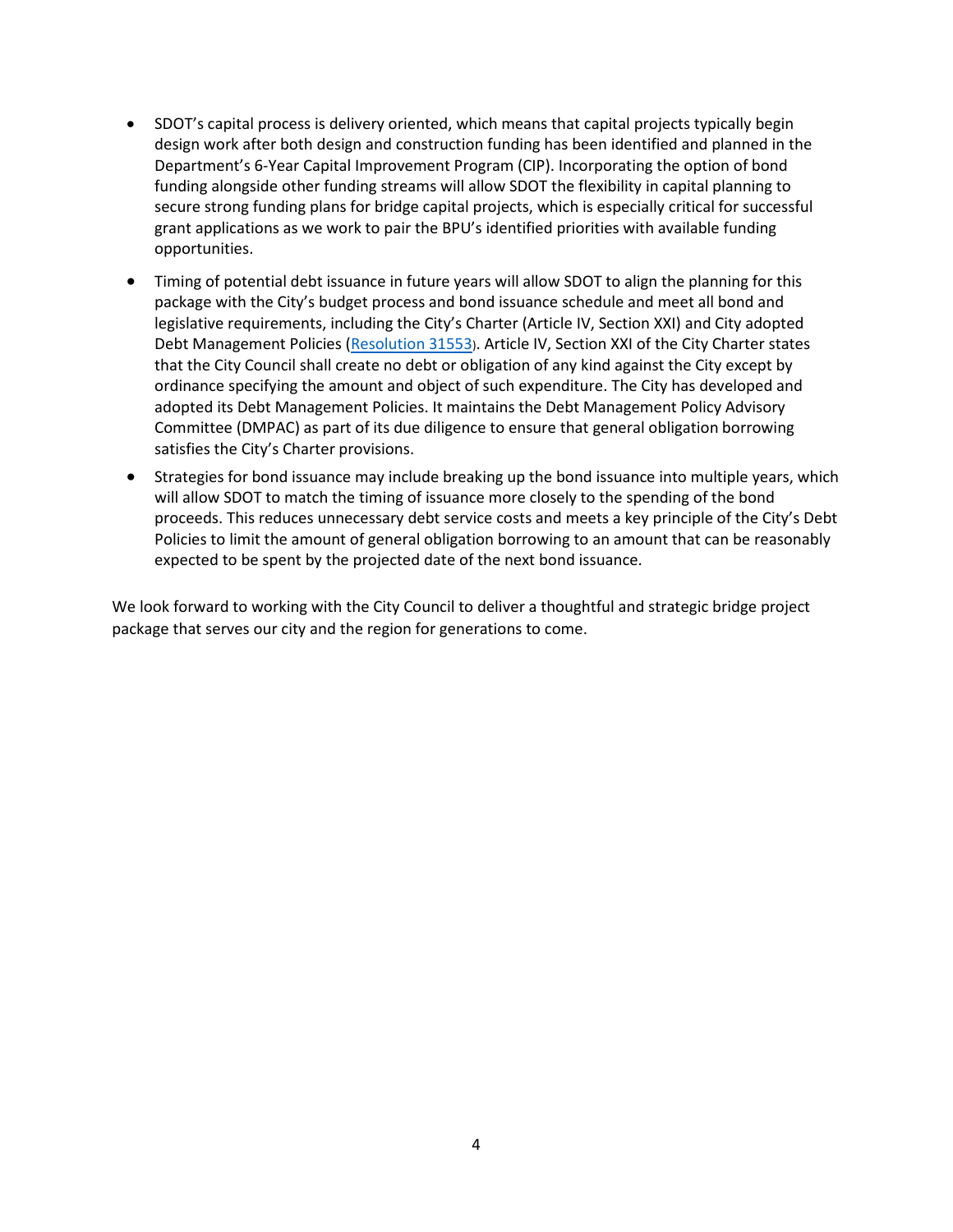- SDOT's capital process is delivery oriented, which means that capital projects typically begin design work after both design and construction funding has been identified and planned in the Department's 6-Year Capital Improvement Program (CIP). Incorporating the option of bond funding alongside other funding streams will allow SDOT the flexibility in capital planning to secure strong funding plans for bridge capital projects, which is especially critical for successful grant applications as we work to pair the BPU's identified priorities with available funding opportunities.
- Timing of potential debt issuance in future years will allow SDOT to align the planning for this package with the City's budget process and bond issuance schedule and meet all bond and legislative requirements, including the City's Charter (Article IV, Section XXI) and City adopted Debt Management Policies (Resolution 31553). Article IV, Section XXI of the City Charter states that the City Council shall create no debt or obligation of any kind against the City except by ordinance specifying the amount and object of such expenditure. The City has developed and adopted its Debt Management Policies. It maintains the Debt Management Policy Advisory Committee (DMPAC) as part of its due diligence to ensure that general obligation borrowing satisfies the City's Charter provisions.
- Strategies for bond issuance may include breaking up the bond issuance into multiple years, which will allow SDOT to match the timing of issuance more closely to the spending of the bond proceeds. This reduces unnecessary debt service costs and meets a key principle of the City's Debt Policies to limit the amount of general obligation borrowing to an amount that can be reasonably expected to be spent by the projected date of the next bond issuance.

We look forward to working with the City Council to deliver a thoughtful and strategic bridge project package that serves our city and the region for generations to come.